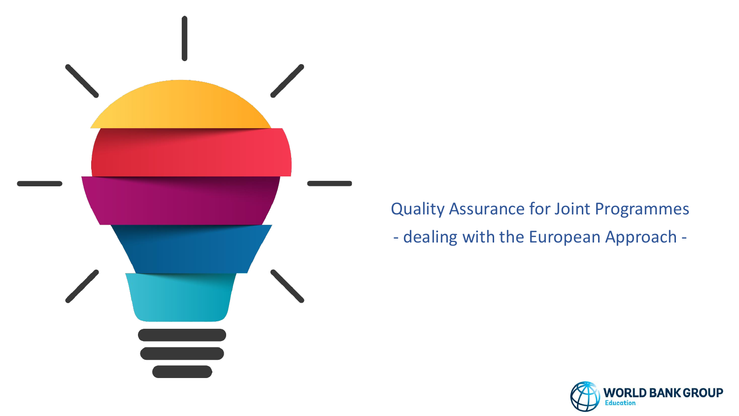# Quality Assurance for Joint Programmes

## - dealing with the European Approach -

WORLD BANK GROUP
Education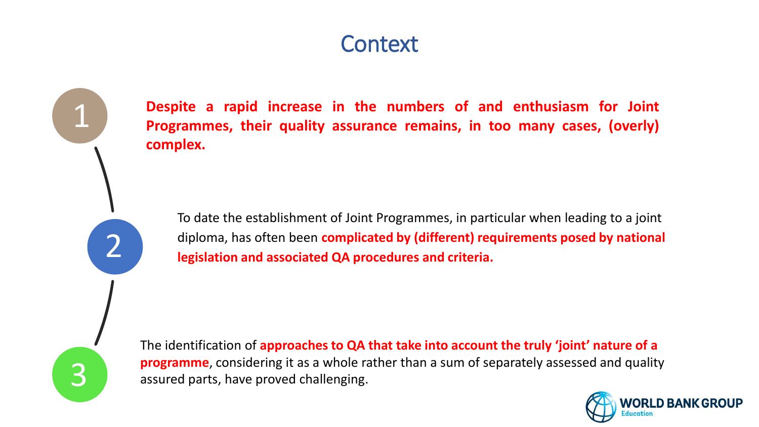# Context

1. **Despite a rapid increase in the numbers of and enthusiasm for Joint Programmes, their quality assurance remains, in too many cases, (overly) complex.**

2. To date the establishment of Joint Programmes, in particular when leading to a joint diploma, has often been **complicated by (different) requirements posed by national legislation and associated QA procedures and criteria.**

3. The identification of **approaches to QA that take into account the truly 'joint' nature of a programme**, considering it as a whole rather than a sum of separately assessed and quality assured parts, have proved challenging.

WORLD BANK GROUP
Education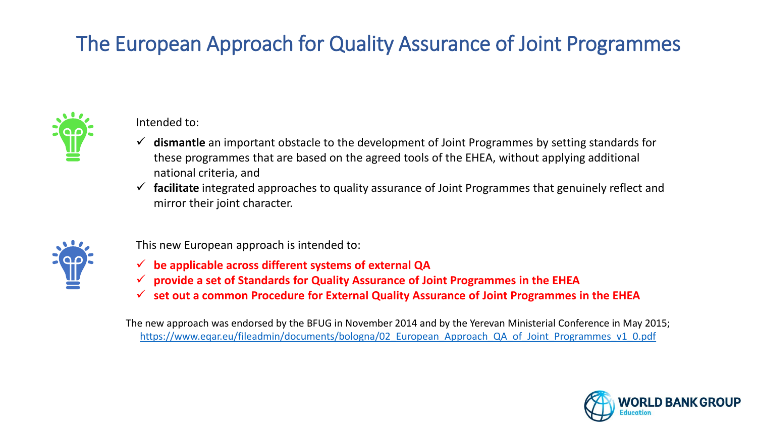# The European Approach for Quality Assurance of Joint Programmes

Intended to:

- ✓ **dismantle** an important obstacle to the development of Joint Programmes by setting standards for these programmes that are based on the agreed tools of the EHEA, without applying additional national criteria, and
- ✓ **facilitate** integrated approaches to quality assurance of Joint Programmes that genuinely reflect and mirror their joint character.

This new European approach is intended to:

- ✓ **be applicable across different systems of external QA**
- ✓ **provide a set of Standards for Quality Assurance of Joint Programmes in the EHEA**
- ✓ **set out a common Procedure for External Quality Assurance of Joint Programmes in the EHEA**

The new approach was endorsed by the BFUG in November 2014 and by the Yerevan Ministerial Conference in May 2015;
https://www.eqar.eu/fileadmin/documents/bologna/02_European_Approach_QA_of_Joint_Programmes_v1_0.pdf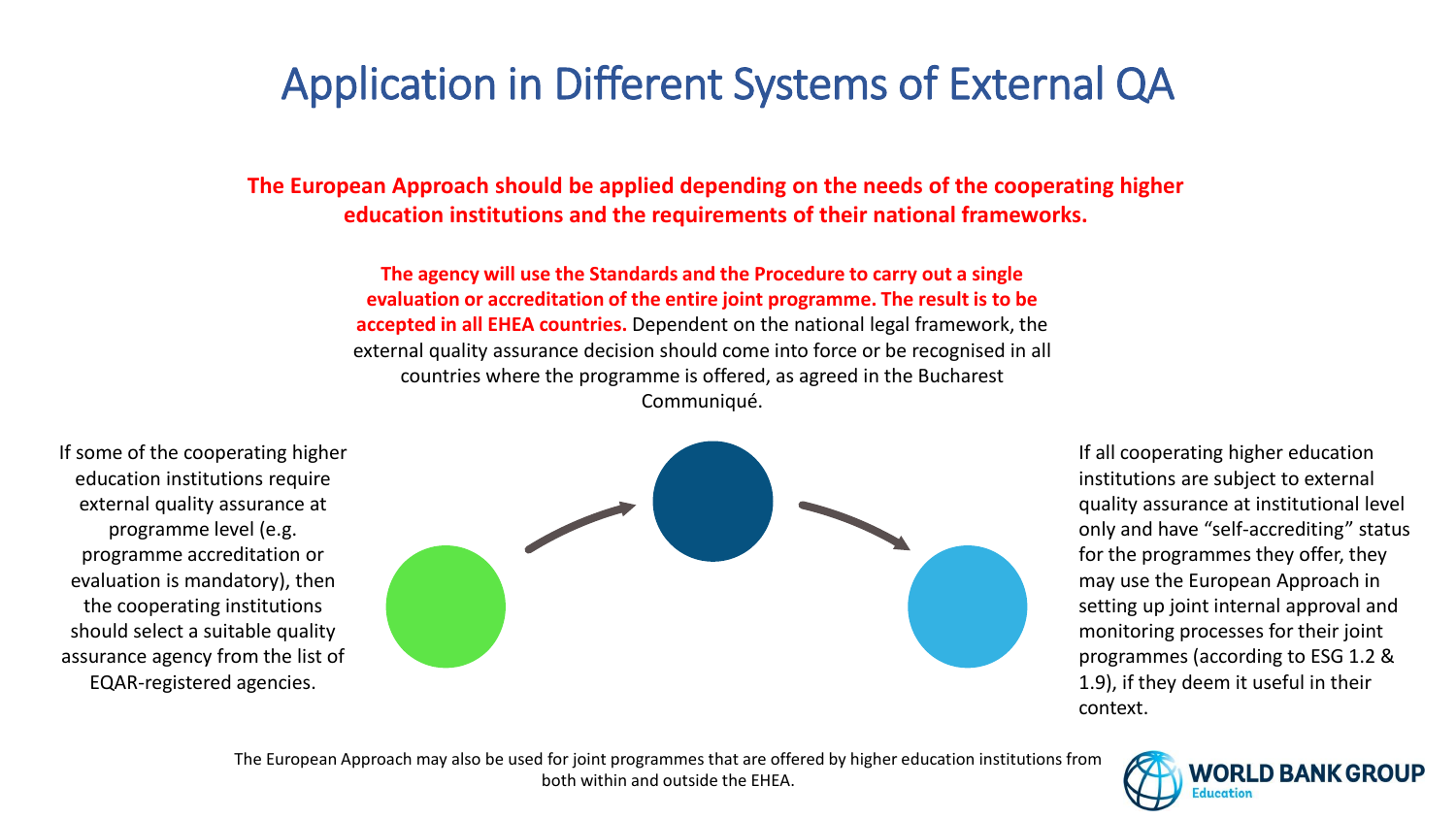# Application in Different Systems of External QA

**The European Approach should be applied depending on the needs of the cooperating higher education institutions and the requirements of their national frameworks.**

**The agency will use the Standards and the Procedure to carry out a single evaluation or accreditation of the entire joint programme. The result is to be accepted in all EHEA countries.** Dependent on the national legal framework, the external quality assurance decision should come into force or be recognised in all countries where the programme is offered, as agreed in the Bucharest Communiqué.

If some of the cooperating higher education institutions require external quality assurance at programme level (e.g. programme accreditation or evaluation is mandatory), then the cooperating institutions should select a suitable quality assurance agency from the list of EQAR-registered agencies.

If all cooperating higher education institutions are subject to external quality assurance at institutional level only and have "self-accrediting" status for the programmes they offer, they may use the European Approach in setting up joint internal approval and monitoring processes for their joint programmes (according to ESG 1.2 & 1.9), if they deem it useful in their context.

The European Approach may also be used for joint programmes that are offered by higher education institutions from both within and outside the EHEA.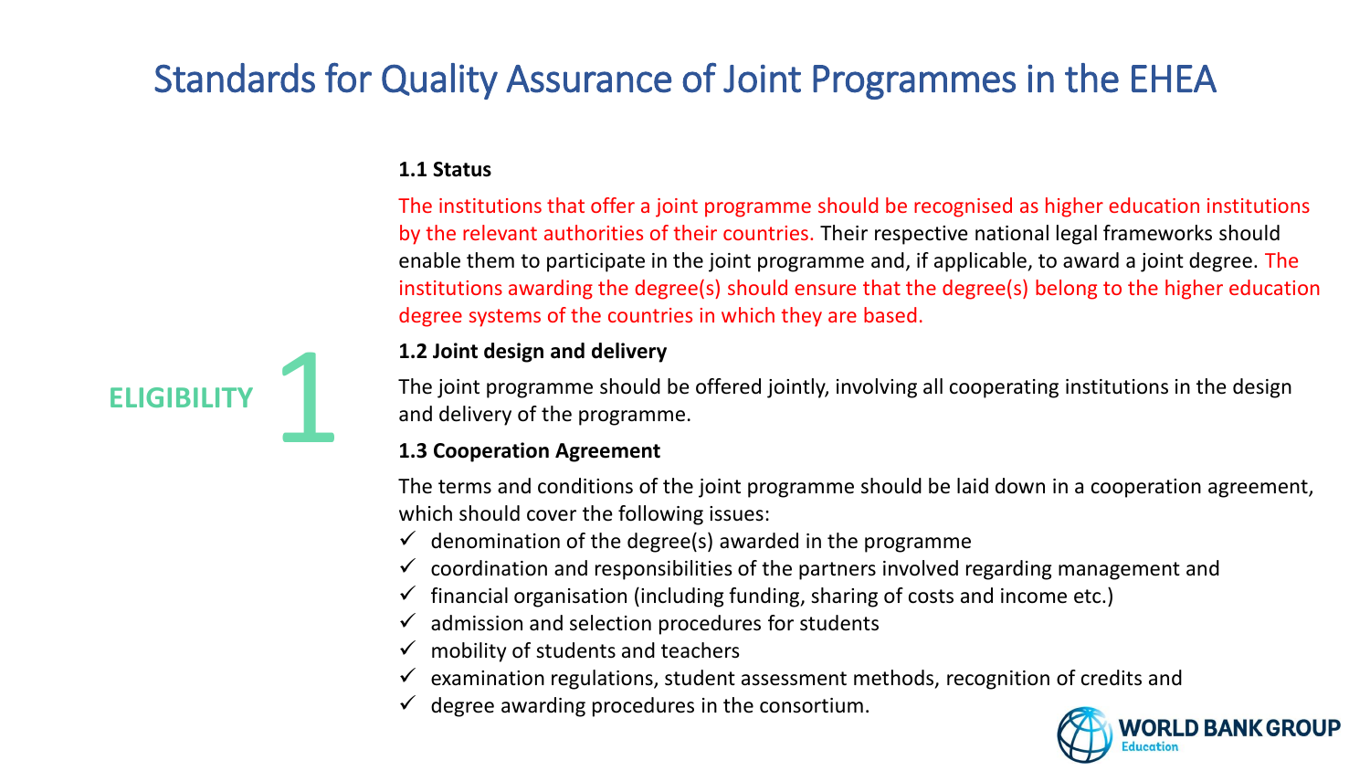# Standards for Quality Assurance of Joint Programmes in the EHEA

## ELIGIBILITY 1

### 1.1 Status

The institutions that offer a joint programme should be recognised as higher education institutions by the relevant authorities of their countries. Their respective national legal frameworks should enable them to participate in the joint programme and, if applicable, to award a joint degree. The institutions awarding the degree(s) should ensure that the degree(s) belong to the higher education degree systems of the countries in which they are based.

### 1.2 Joint design and delivery

The joint programme should be offered jointly, involving all cooperating institutions in the design and delivery of the programme.

### 1.3 Cooperation Agreement

The terms and conditions of the joint programme should be laid down in a cooperation agreement, which should cover the following issues:

- ✓ denomination of the degree(s) awarded in the programme
- ✓ coordination and responsibilities of the partners involved regarding management and
- ✓ financial organisation (including funding, sharing of costs and income etc.)
- ✓ admission and selection procedures for students
- ✓ mobility of students and teachers
- ✓ examination regulations, student assessment methods, recognition of credits and
- ✓ degree awarding procedures in the consortium.

WORLD BANK GROUP
Education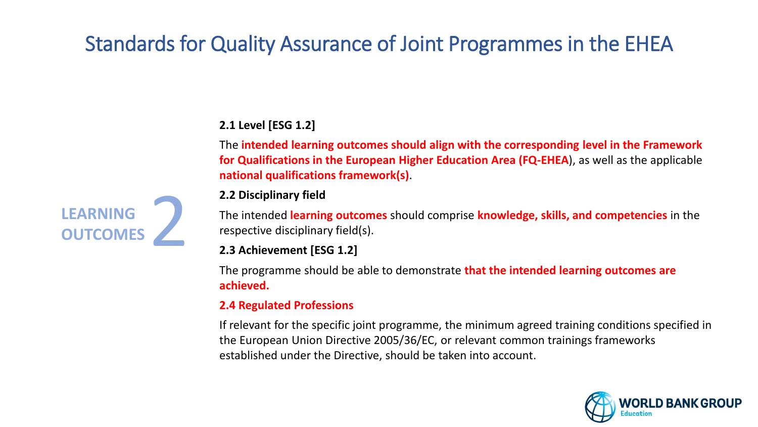# Standards for Quality Assurance of Joint Programmes in the EHEA

## LEARNING OUTCOMES 2

**2.1 Level [ESG 1.2]**

The **intended learning outcomes should align with the corresponding level in the Framework for Qualifications in the European Higher Education Area (FQ-EHEA**), as well as the applicable **national qualifications framework(s)**.

**2.2 Disciplinary field**

The intended **learning outcomes** should comprise **knowledge, skills, and competencies** in the respective disciplinary field(s).

**2.3 Achievement [ESG 1.2]**

The programme should be able to demonstrate **that the intended learning outcomes are achieved.**

**2.4 Regulated Professions**

If relevant for the specific joint programme, the minimum agreed training conditions specified in the European Union Directive 2005/36/EC, or relevant common trainings frameworks established under the Directive, should be taken into account.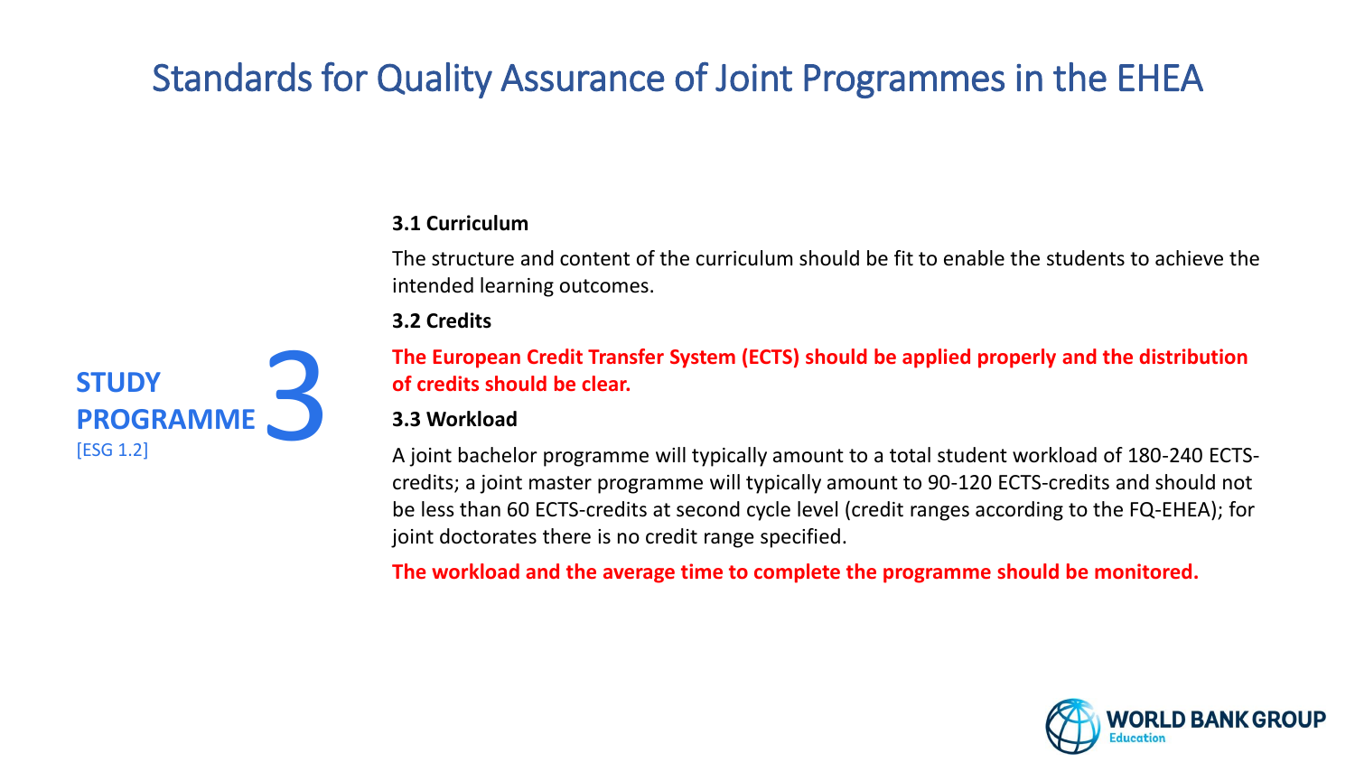# Standards for Quality Assurance of Joint Programmes in the EHEA

## STUDY PROGRAMME 3

[ESG 1.2]

**3.1 Curriculum**

The structure and content of the curriculum should be fit to enable the students to achieve the intended learning outcomes.

**3.2 Credits**

**The European Credit Transfer System (ECTS) should be applied properly and the distribution of credits should be clear.**

**3.3 Workload**

A joint bachelor programme will typically amount to a total student workload of 180-240 ECTS-credits; a joint master programme will typically amount to 90-120 ECTS-credits and should not be less than 60 ECTS-credits at second cycle level (credit ranges according to the FQ-EHEA); for joint doctorates there is no credit range specified.

**The workload and the average time to complete the programme should be monitored.**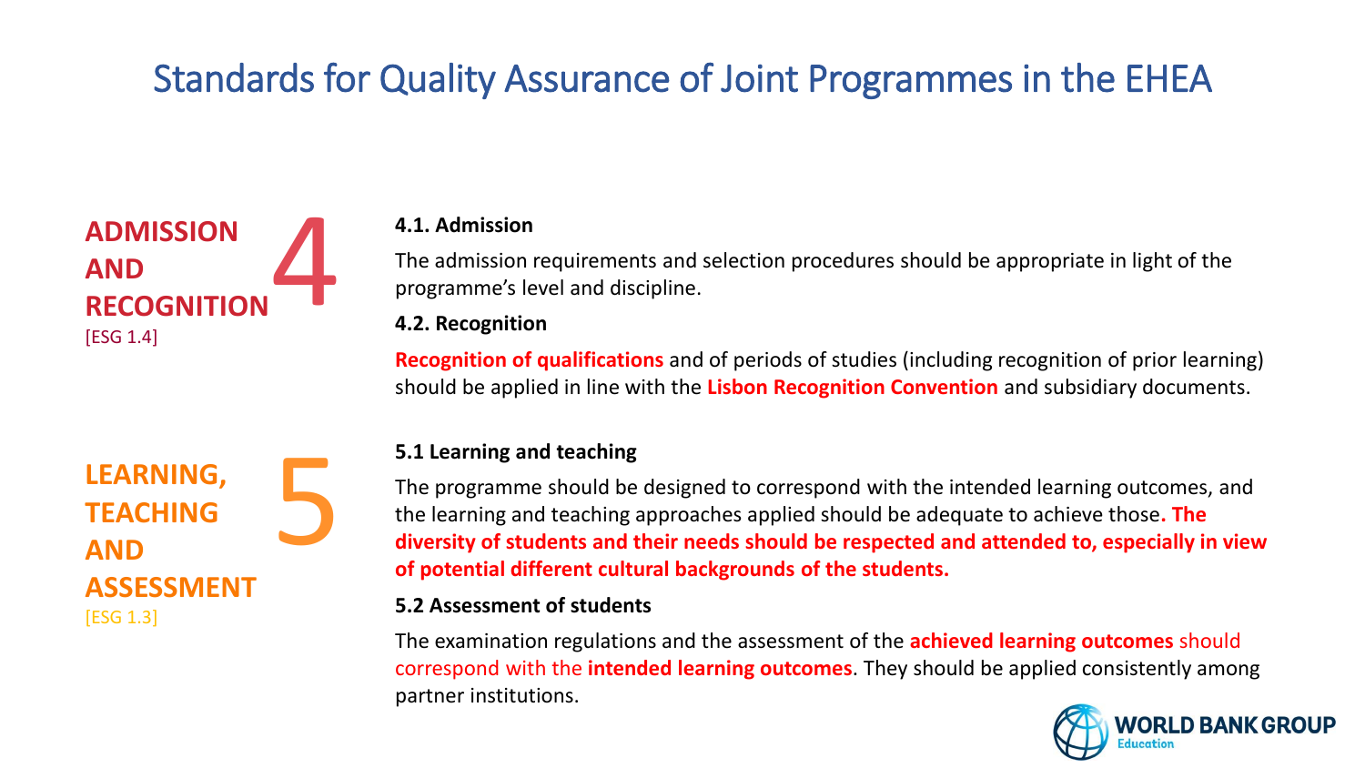# Standards for Quality Assurance of Joint Programmes in the EHEA

## 4 ADMISSION AND RECOGNITION
[ESG 1.4]

### 4.1. Admission

The admission requirements and selection procedures should be appropriate in light of the programme's level and discipline.

### 4.2. Recognition

**Recognition of qualifications** and of periods of studies (including recognition of prior learning) should be applied in line with the **Lisbon Recognition Convention** and subsidiary documents.

## 5 LEARNING, TEACHING AND ASSESSMENT
[ESG 1.3]

### 5.1 Learning and teaching

The programme should be designed to correspond with the intended learning outcomes, and the learning and teaching approaches applied should be adequate to achieve those. **The diversity of students and their needs should be respected and attended to, especially in view of potential different cultural backgrounds of the students.**

### 5.2 Assessment of students

The examination regulations and the assessment of the **achieved learning outcomes** should correspond with the **intended learning outcomes**. They should be applied consistently among partner institutions.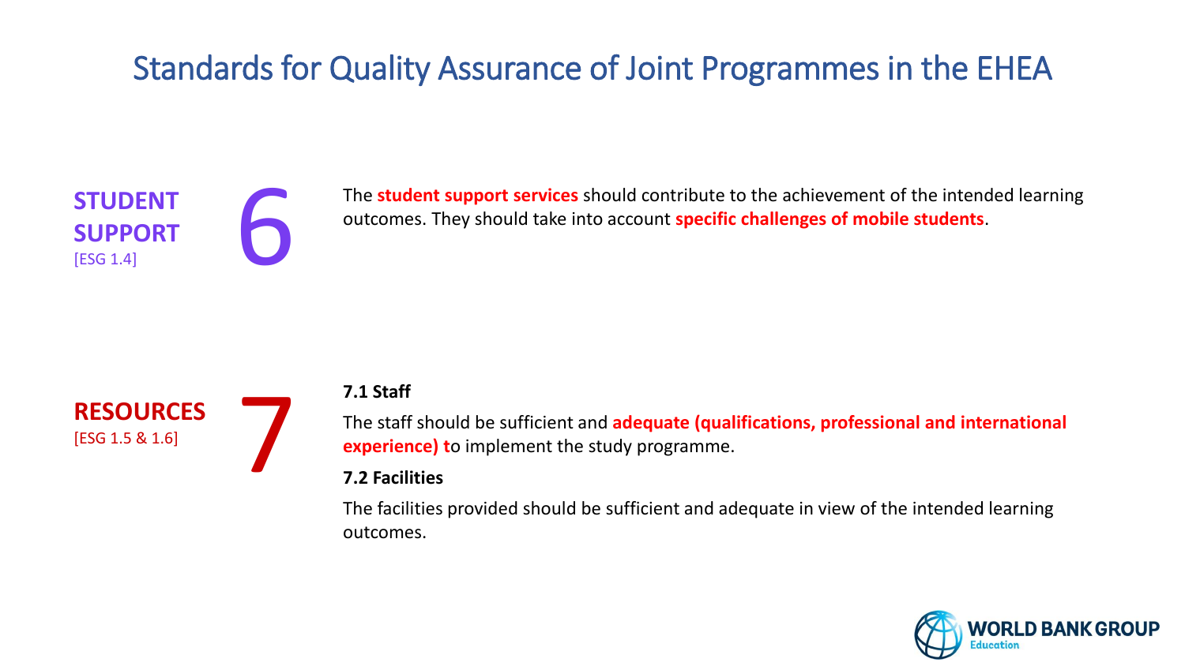# Standards for Quality Assurance of Joint Programmes in the EHEA

## 6 STUDENT SUPPORT [ESG 1.4]

The **student support services** should contribute to the achievement of the intended learning outcomes. They should take into account **specific challenges of mobile students**.

## 7 RESOURCES [ESG 1.5 & 1.6]

**7.1 Staff**

The staff should be sufficient and **adequate (qualifications, professional and international experience) t**o implement the study programme.

**7.2 Facilities**

The facilities provided should be sufficient and adequate in view of the intended learning outcomes.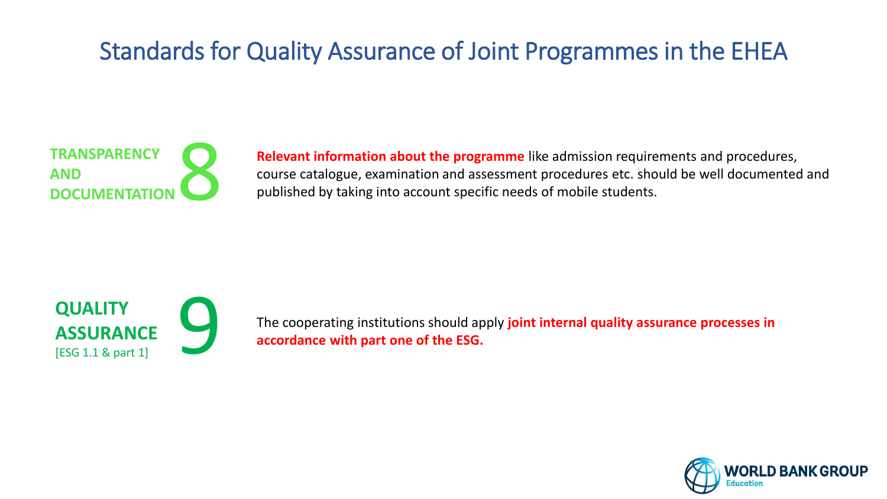# Standards for Quality Assurance of Joint Programmes in the EHEA

## TRANSPARENCY AND DOCUMENTATION 8

**Relevant information about the programme** like admission requirements and procedures, course catalogue, examination and assessment procedures etc. should be well documented and published by taking into account specific needs of mobile students.

## QUALITY ASSURANCE 9

[ESG 1.1 & part 1]

The cooperating institutions should apply **joint internal quality assurance processes in accordance with part one of the ESG.**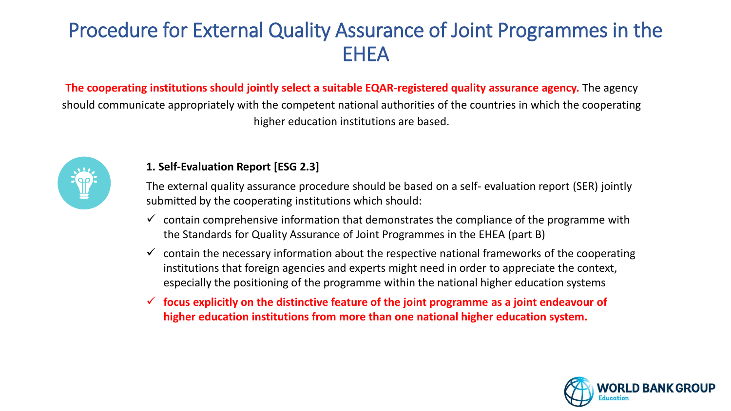# Procedure for External Quality Assurance of Joint Programmes in the EHEA

**The cooperating institutions should jointly select a suitable EQAR-registered quality assurance agency.** The agency should communicate appropriately with the competent national authorities of the countries in which the cooperating higher education institutions are based.

**1. Self-Evaluation Report [ESG 2.3]**

The external quality assurance procedure should be based on a self- evaluation report (SER) jointly submitted by the cooperating institutions which should:

- ✓ contain comprehensive information that demonstrates the compliance of the programme with the Standards for Quality Assurance of Joint Programmes in the EHEA (part B)
- ✓ contain the necessary information about the respective national frameworks of the cooperating institutions that foreign agencies and experts might need in order to appreciate the context, especially the positioning of the programme within the national higher education systems
- ✓ **focus explicitly on the distinctive feature of the joint programme as a joint endeavour of higher education institutions from more than one national higher education system.**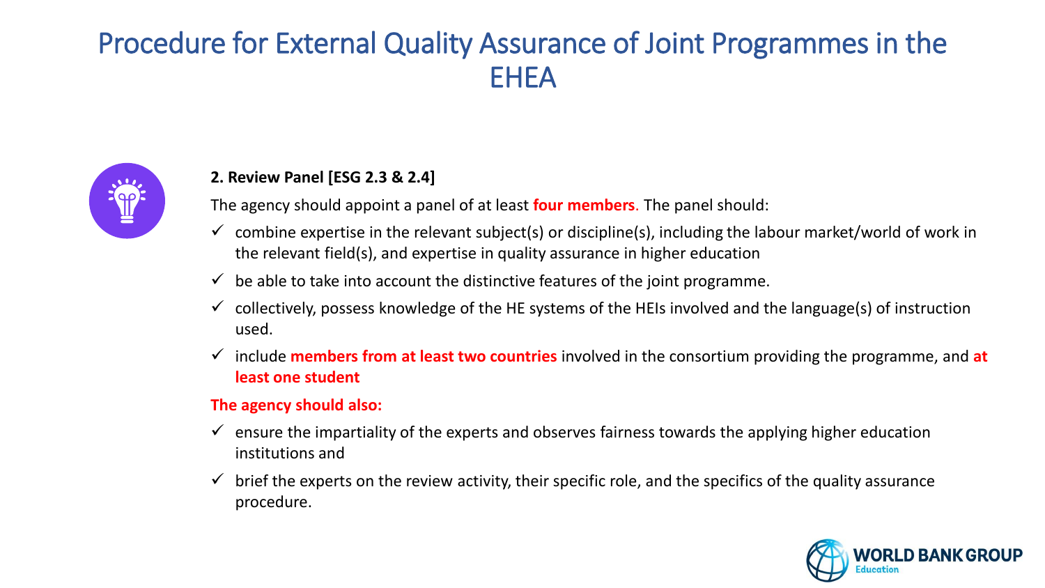# Procedure for External Quality Assurance of Joint Programmes in the EHEA

**2. Review Panel [ESG 2.3 & 2.4]**

The agency should appoint a panel of at least **four members**. The panel should:

- ✓ combine expertise in the relevant subject(s) or discipline(s), including the labour market/world of work in the relevant field(s), and expertise in quality assurance in higher education
- ✓ be able to take into account the distinctive features of the joint programme.
- ✓ collectively, possess knowledge of the HE systems of the HEIs involved and the language(s) of instruction used.
- ✓ include **members from at least two countries** involved in the consortium providing the programme, and **at least one student**

**The agency should also:**

- ✓ ensure the impartiality of the experts and observes fairness towards the applying higher education institutions and
- ✓ brief the experts on the review activity, their specific role, and the specifics of the quality assurance procedure.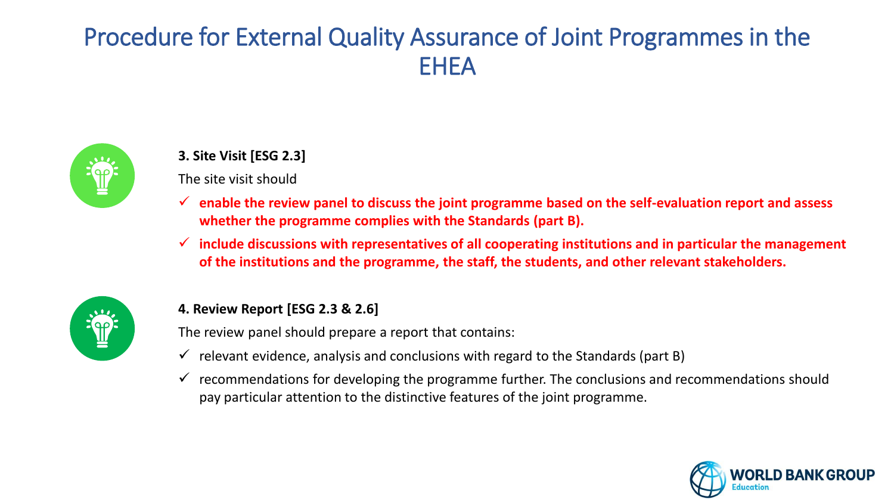# Procedure for External Quality Assurance of Joint Programmes in the EHEA

**3. Site Visit [ESG 2.3]**

The site visit should

- ✓ **enable the review panel to discuss the joint programme based on the self-evaluation report and assess whether the programme complies with the Standards (part B).**
- ✓ **include discussions with representatives of all cooperating institutions and in particular the management of the institutions and the programme, the staff, the students, and other relevant stakeholders.**

**4. Review Report [ESG 2.3 & 2.6]**

The review panel should prepare a report that contains:

- ✓ relevant evidence, analysis and conclusions with regard to the Standards (part B)
- ✓ recommendations for developing the programme further. The conclusions and recommendations should pay particular attention to the distinctive features of the joint programme.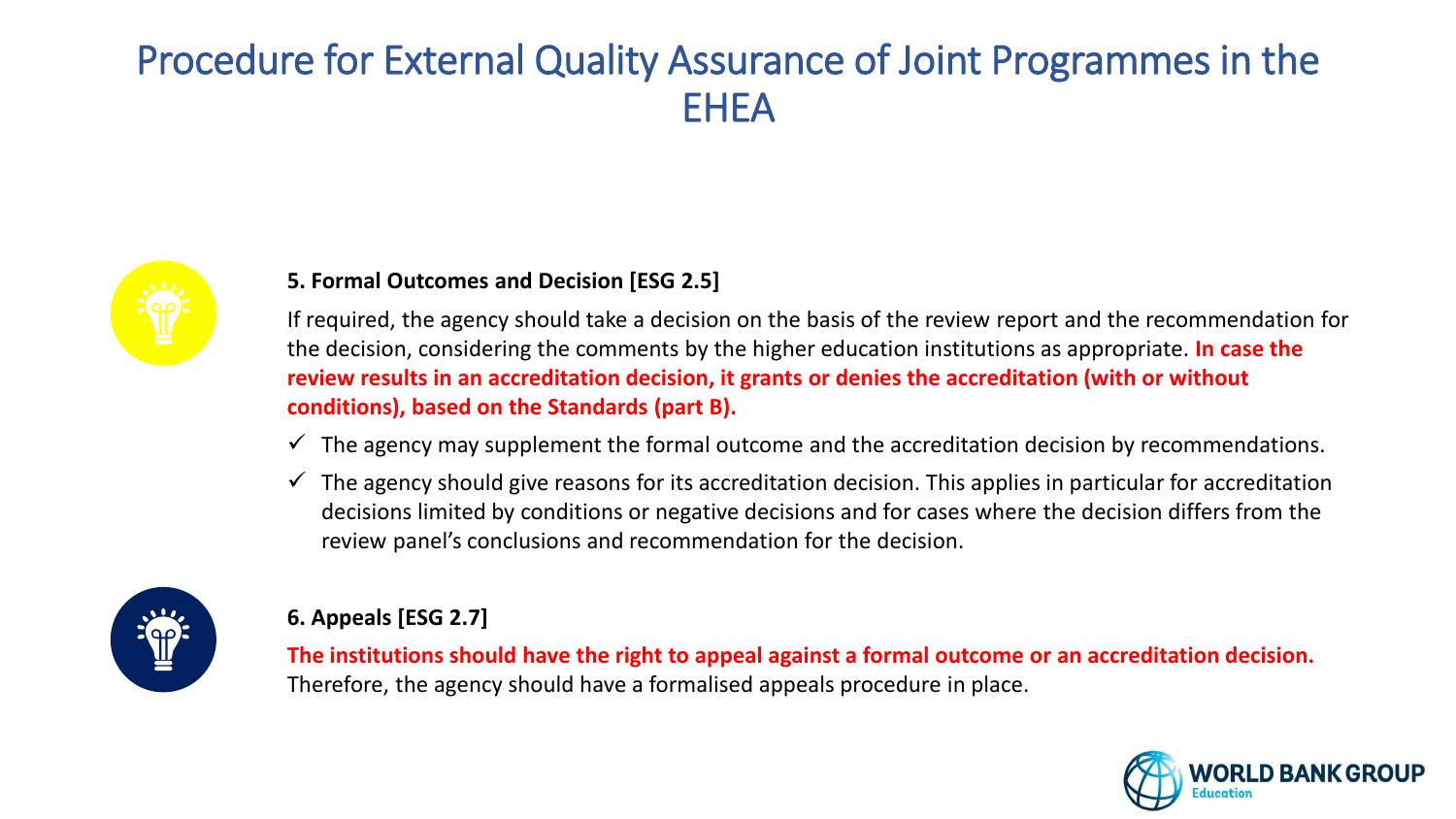# Procedure for External Quality Assurance of Joint Programmes in the EHEA

**5. Formal Outcomes and Decision [ESG 2.5]**

If required, the agency should take a decision on the basis of the review report and the recommendation for the decision, considering the comments by the higher education institutions as appropriate. **In case the review results in an accreditation decision, it grants or denies the accreditation (with or without conditions), based on the Standards (part B).**

- ✓ The agency may supplement the formal outcome and the accreditation decision by recommendations.
- ✓ The agency should give reasons for its accreditation decision. This applies in particular for accreditation decisions limited by conditions or negative decisions and for cases where the decision differs from the review panel's conclusions and recommendation for the decision.

**6. Appeals [ESG 2.7]**

**The institutions should have the right to appeal against a formal outcome or an accreditation decision.** Therefore, the agency should have a formalised appeals procedure in place.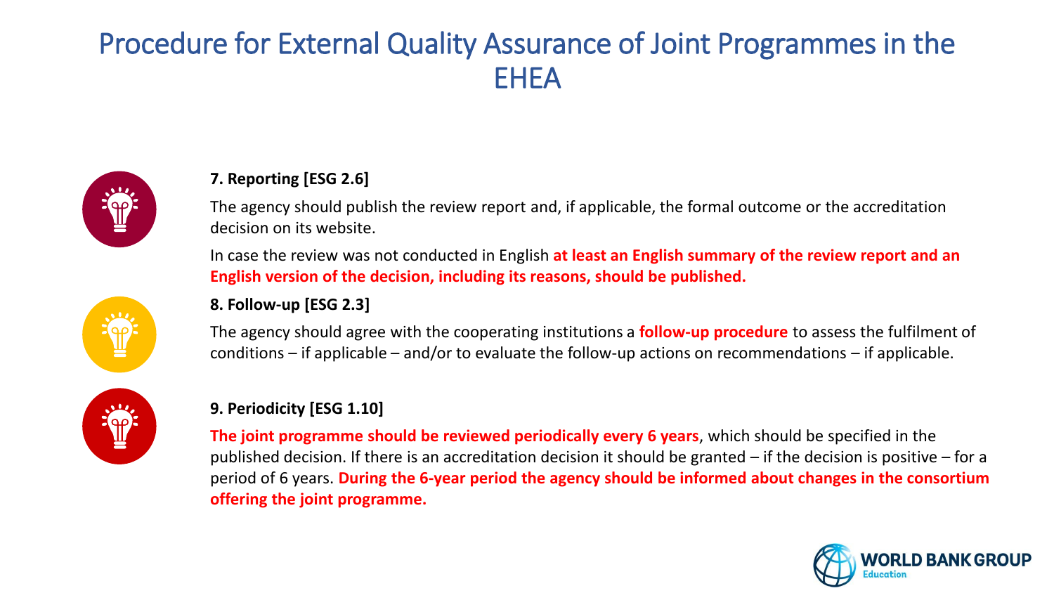# Procedure for External Quality Assurance of Joint Programmes in the EHEA

**7. Reporting [ESG 2.6]**

The agency should publish the review report and, if applicable, the formal outcome or the accreditation decision on its website.

In case the review was not conducted in English **at least an English summary of the review report and an English version of the decision, including its reasons, should be published.**

**8. Follow-up [ESG 2.3]**

The agency should agree with the cooperating institutions a **follow-up procedure** to assess the fulfilment of conditions – if applicable – and/or to evaluate the follow-up actions on recommendations – if applicable.

**9. Periodicity [ESG 1.10]**

**The joint programme should be reviewed periodically every 6 years**, which should be specified in the published decision. If there is an accreditation decision it should be granted – if the decision is positive – for a period of 6 years. **During the 6-year period the agency should be informed about changes in the consortium offering the joint programme.**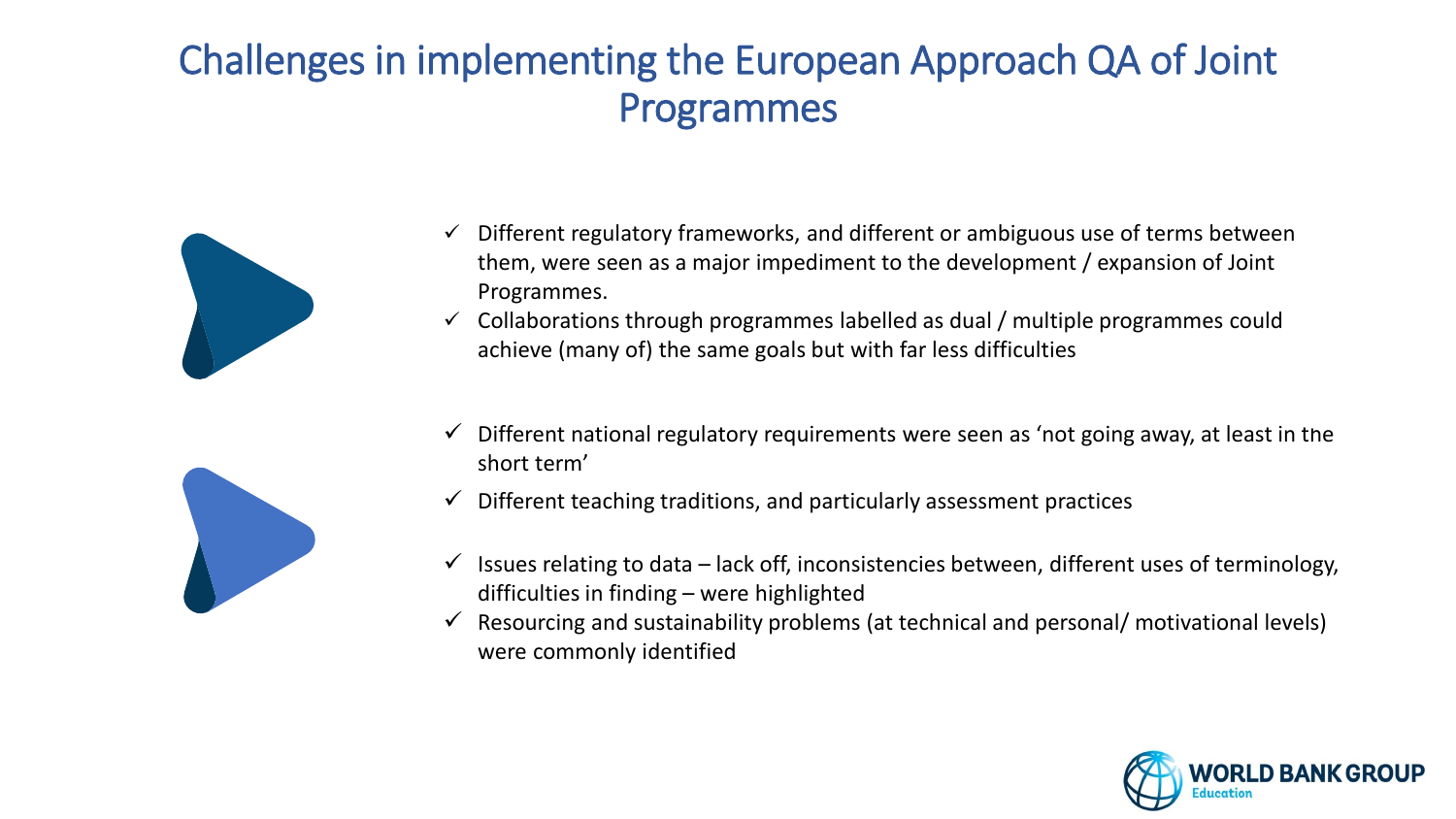# Challenges in implementing the European Approach QA of Joint Programmes

- ✓ Different regulatory frameworks, and different or ambiguous use of terms between them, were seen as a major impediment to the development / expansion of Joint Programmes.
- ✓ Collaborations through programmes labelled as dual / multiple programmes could achieve (many of) the same goals but with far less difficulties

- ✓ Different national regulatory requirements were seen as 'not going away, at least in the short term'
- ✓ Different teaching traditions, and particularly assessment practices

- ✓ Issues relating to data – lack off, inconsistencies between, different uses of terminology, difficulties in finding – were highlighted
- ✓ Resourcing and sustainability problems (at technical and personal/ motivational levels) were commonly identified

WORLD BANK GROUP
Education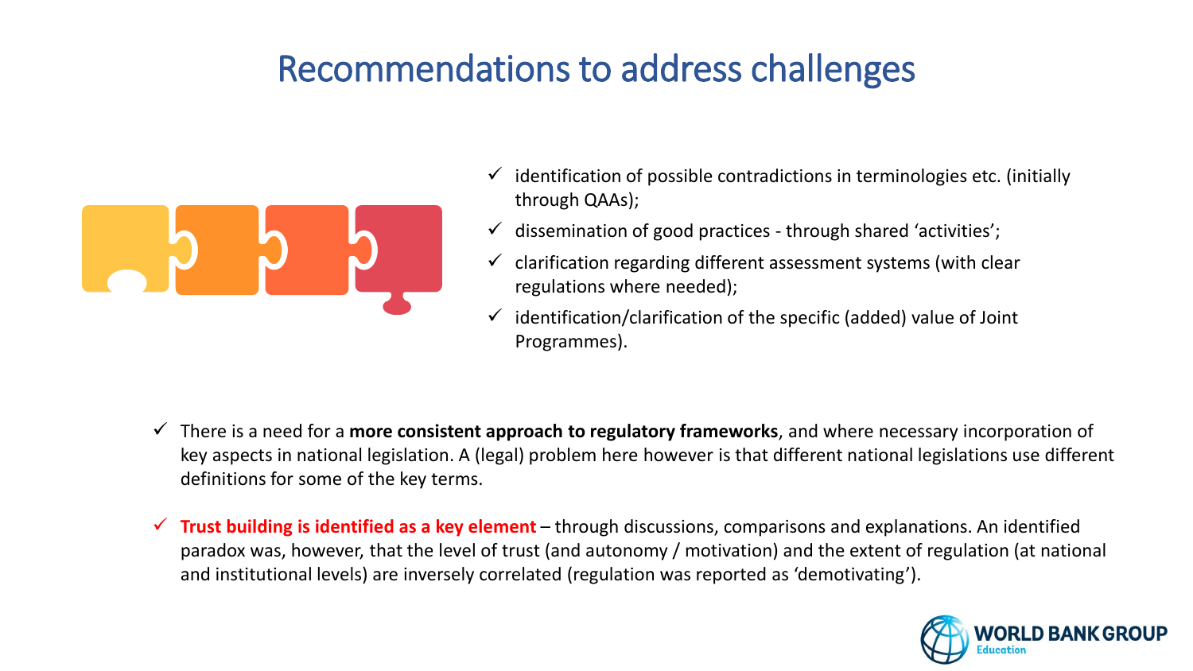# Recommendations to address challenges

- ✓ identification of possible contradictions in terminologies etc. (initially through QAAs);
- ✓ dissemination of good practices - through shared 'activities';
- ✓ clarification regarding different assessment systems (with clear regulations where needed);
- ✓ identification/clarification of the specific (added) value of Joint Programmes).

- ✓ There is a need for a **more consistent approach to regulatory frameworks**, and where necessary incorporation of key aspects in national legislation. A (legal) problem here however is that different national legislations use different definitions for some of the key terms.

- ✓ **Trust building is identified as a key element** – through discussions, comparisons and explanations. An identified paradox was, however, that the level of trust (and autonomy / motivation) and the extent of regulation (at national and institutional levels) are inversely correlated (regulation was reported as 'demotivating').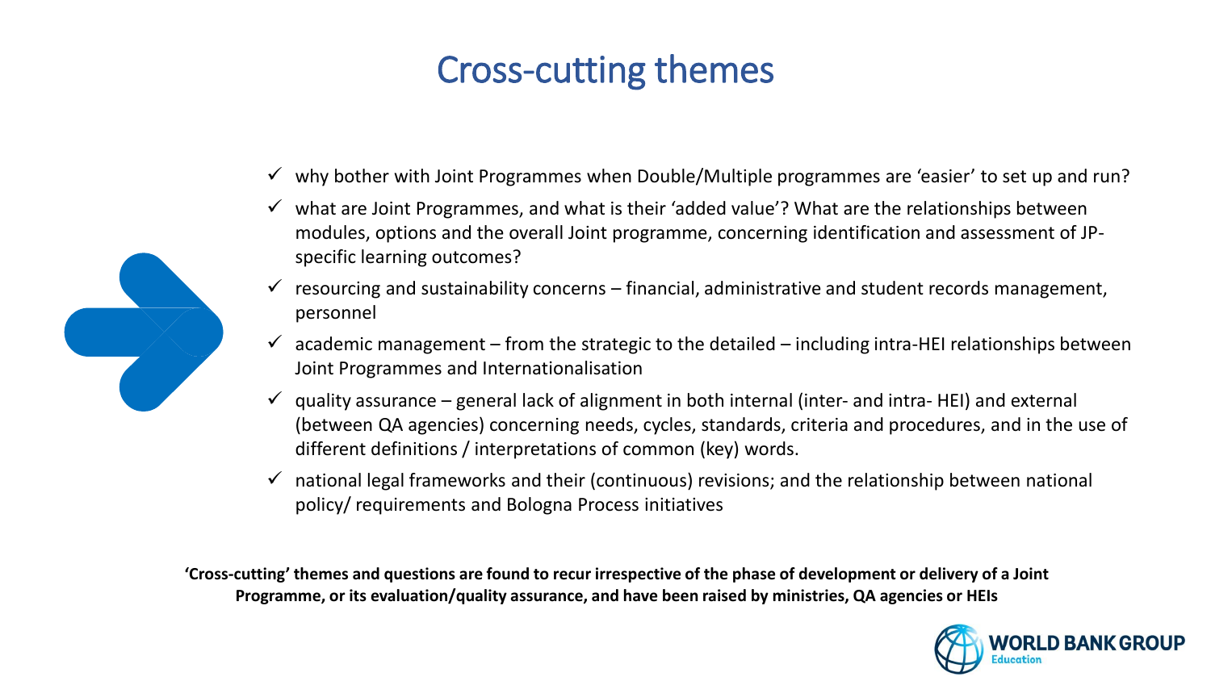# Cross-cutting themes

- ✓ why bother with Joint Programmes when Double/Multiple programmes are 'easier' to set up and run?
- ✓ what are Joint Programmes, and what is their 'added value'? What are the relationships between modules, options and the overall Joint programme, concerning identification and assessment of JP-specific learning outcomes?
- ✓ resourcing and sustainability concerns – financial, administrative and student records management, personnel
- ✓ academic management – from the strategic to the detailed – including intra-HEI relationships between Joint Programmes and Internationalisation
- ✓ quality assurance – general lack of alignment in both internal (inter- and intra- HEI) and external (between QA agencies) concerning needs, cycles, standards, criteria and procedures, and in the use of different definitions / interpretations of common (key) words.
- ✓ national legal frameworks and their (continuous) revisions; and the relationship between national policy/ requirements and Bologna Process initiatives

**'Cross-cutting' themes and questions are found to recur irrespective of the phase of development or delivery of a Joint Programme, or its evaluation/quality assurance, and have been raised by ministries, QA agencies or HEIs**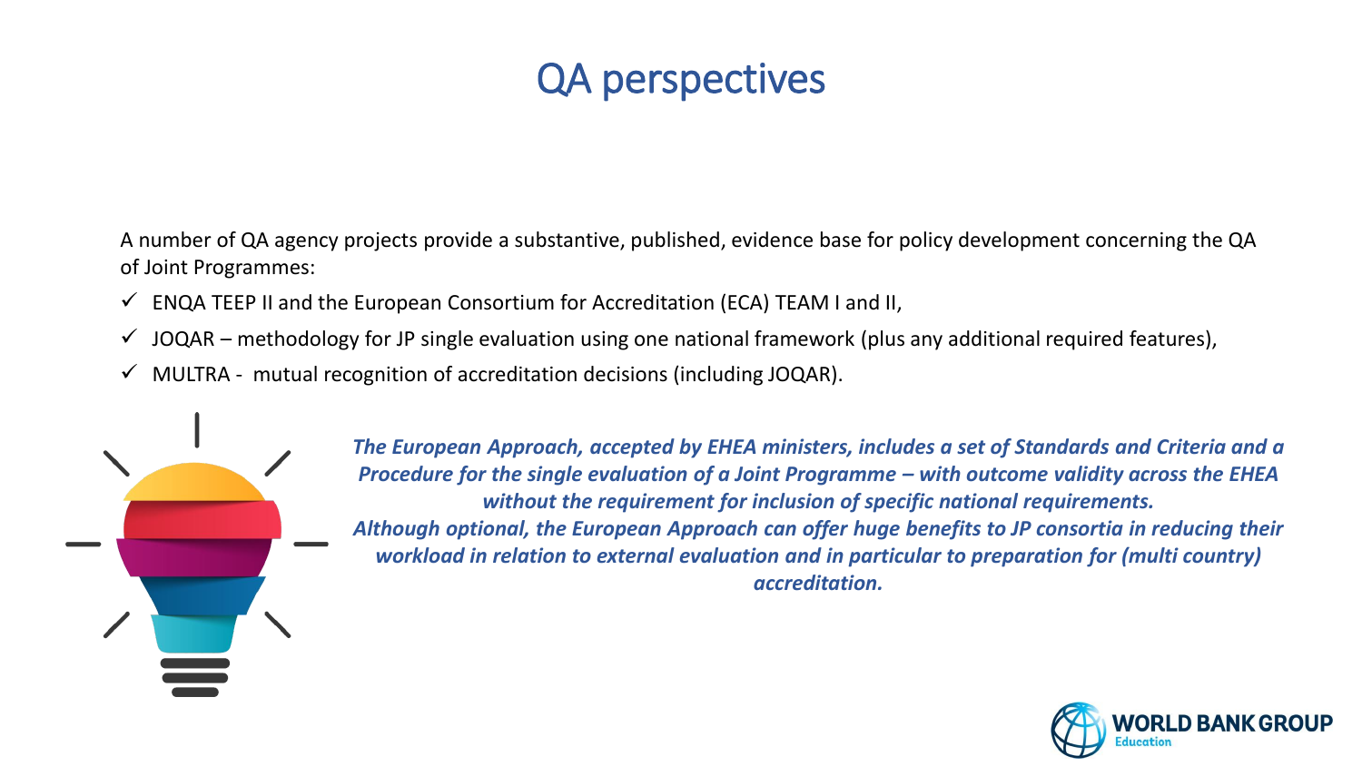# QA perspectives

A number of QA agency projects provide a substantive, published, evidence base for policy development concerning the QA of Joint Programmes:

- ✓ ENQA TEEP II and the European Consortium for Accreditation (ECA) TEAM I and II,
- ✓ JOQAR – methodology for JP single evaluation using one national framework (plus any additional required features),
- ✓ MULTRA - mutual recognition of accreditation decisions (including JOQAR).

***The European Approach, accepted by EHEA ministers, includes a set of Standards and Criteria and a Procedure for the single evaluation of a Joint Programme – with outcome validity across the EHEA without the requirement for inclusion of specific national requirements.***

***Although optional, the European Approach can offer huge benefits to JP consortia in reducing their workload in relation to external evaluation and in particular to preparation for (multi country) accreditation.***